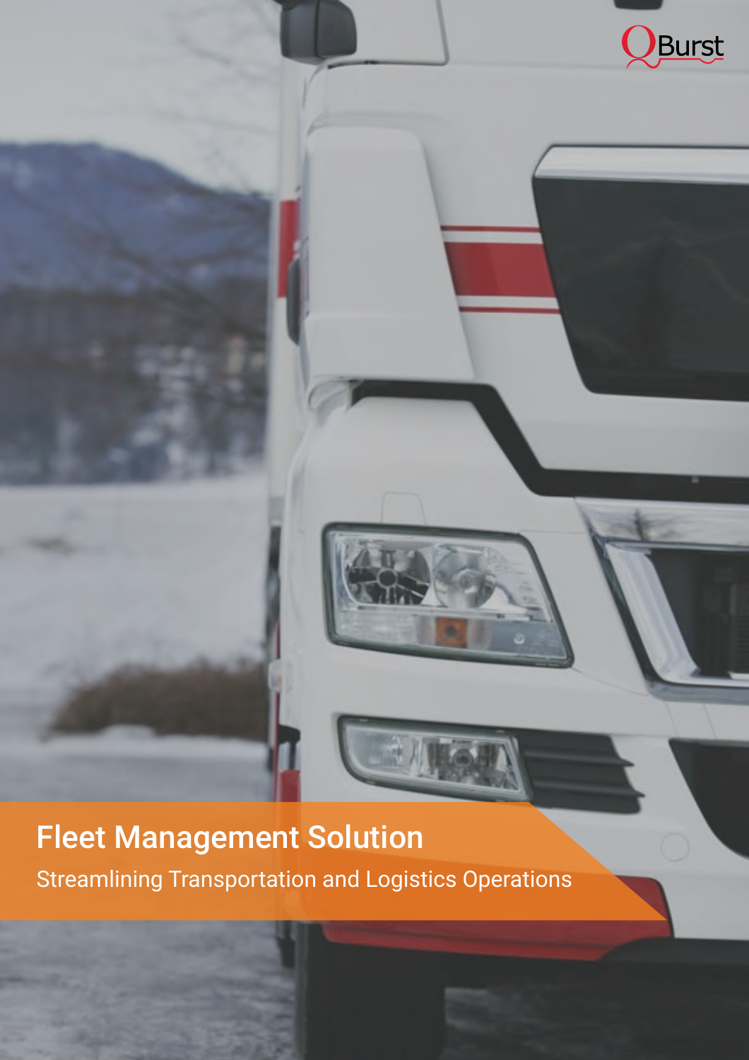QBurst

# Fleet Management Solution

Streamlining Transportation and Logistics Operations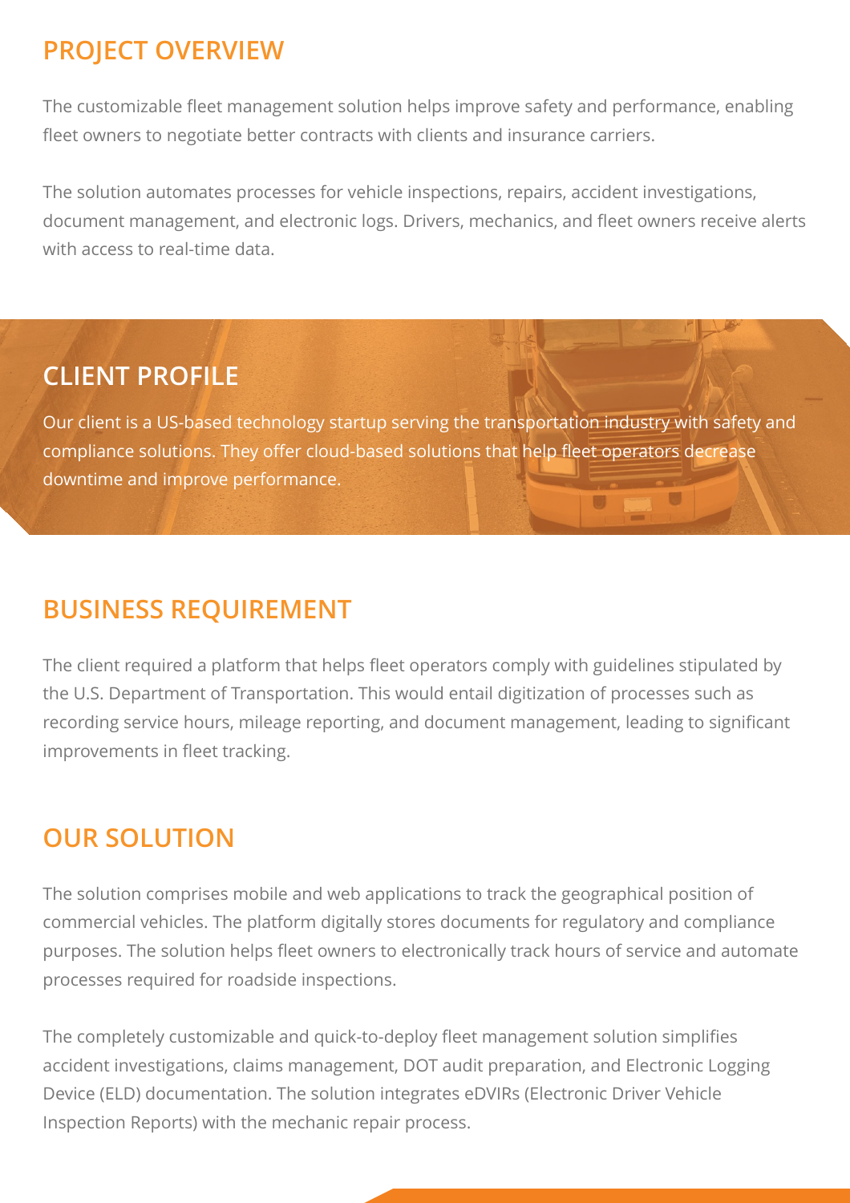## PROJECT OVERVIEW

The customizable fleet management solution helps improve safety and performance, enabling fleet owners to negotiate better contracts with clients and insurance carriers.

The solution automates processes for vehicle inspections, repairs, accident investigations, document management, and electronic logs. Drivers, mechanics, and fleet owners receive alerts with access to real-time data.

## CLIENT PROFILE

Our client is a US-based technology startup serving the transportation industry with safety and compliance solutions. They offer cloud-based solutions that help fleet operators decrease downtime and improve performance.

## BUSINESS REQUIREMENT

The client required a platform that helps fleet operators comply with guidelines stipulated by the U.S. Department of Transportation. This would entail digitization of processes such as recording service hours, mileage reporting, and document management, leading to significant improvements in fleet tracking.

## OUR SOLUTION

The solution comprises mobile and web applications to track the geographical position of commercial vehicles. The platform digitally stores documents for regulatory and compliance purposes. The solution helps fleet owners to electronically track hours of service and automate processes required for roadside inspections.

The completely customizable and quick-to-deploy fleet management solution simplifies accident investigations, claims management, DOT audit preparation, and Electronic Logging Device (ELD) documentation. The solution integrates eDVIRs (Electronic Driver Vehicle Inspection Reports) with the mechanic repair process.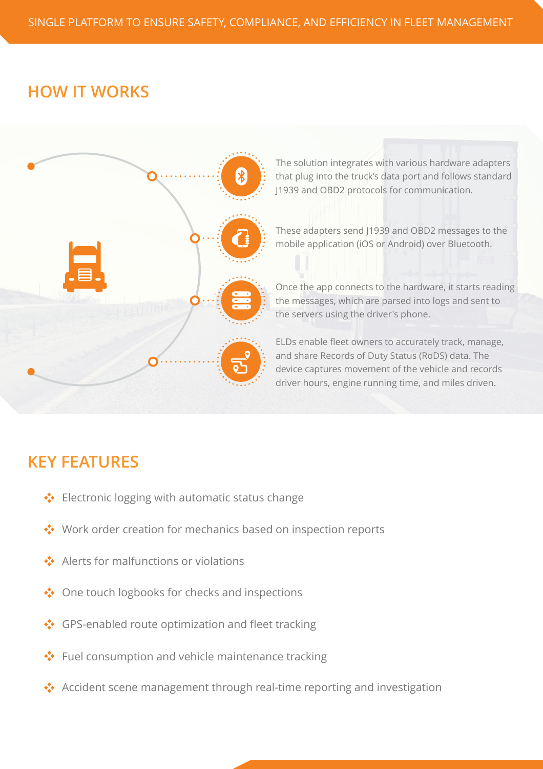SINGLE PLATFORM TO ENSURE SAFETY, COMPLIANCE, AND EFFICIENCY IN FLEET MANAGEMENT

## HOW IT WORKS

The solution integrates with various hardware adapters that plug into the truck's data port and follows standard J1939 and OBD2 protocols for communication.

These adapters send J1939 and OBD2 messages to the mobile application (iOS or Android) over Bluetooth.

Once the app connects to the hardware, it starts reading the messages, which are parsed into logs and sent to the servers using the driver's phone.

ELDs enable fleet owners to accurately track, manage, and share Records of Duty Status (RoDS) data. The device captures movement of the vehicle and records driver hours, engine running time, and miles driven.

## KEY FEATURES

- Electronic logging with automatic status change
- Work order creation for mechanics based on inspection reports
- Alerts for malfunctions or violations
- One touch logbooks for checks and inspections
- GPS-enabled route optimization and fleet tracking
- Fuel consumption and vehicle maintenance tracking
- Accident scene management through real-time reporting and investigation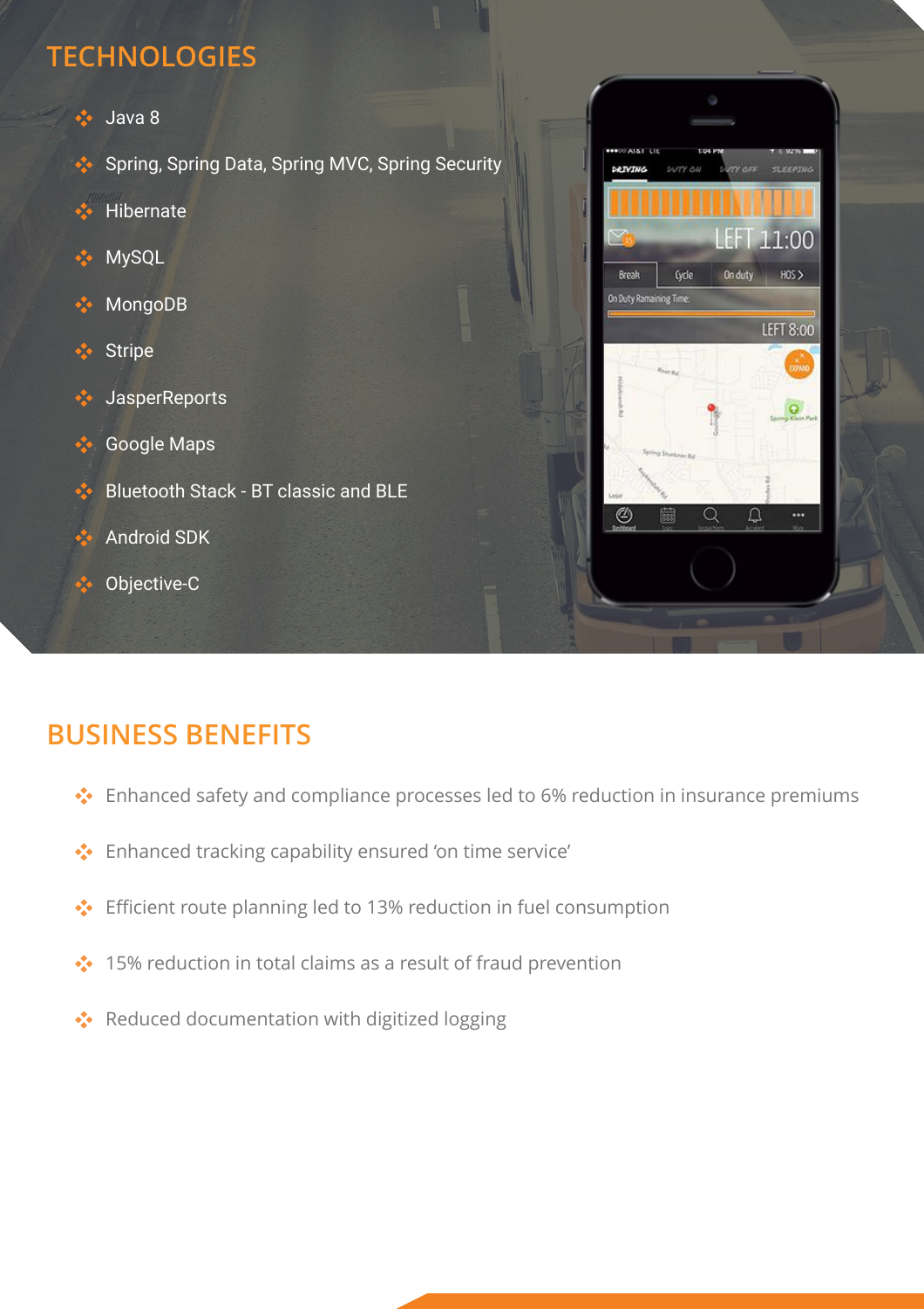## TECHNOLOGIES

- Java 8
- Spring, Spring Data, Spring MVC, Spring Security
- Hibernate
- MySQL
- MongoDB
- Stripe
- JasperReports
- Google Maps
- Bluetooth Stack - BT classic and BLE
- Android SDK
- Objective-C

## BUSINESS BENEFITS

- Enhanced safety and compliance processes led to 6% reduction in insurance premiums
- Enhanced tracking capability ensured 'on time service'
- Efficient route planning led to 13% reduction in fuel consumption
- 15% reduction in total claims as a result of fraud prevention
- Reduced documentation with digitized logging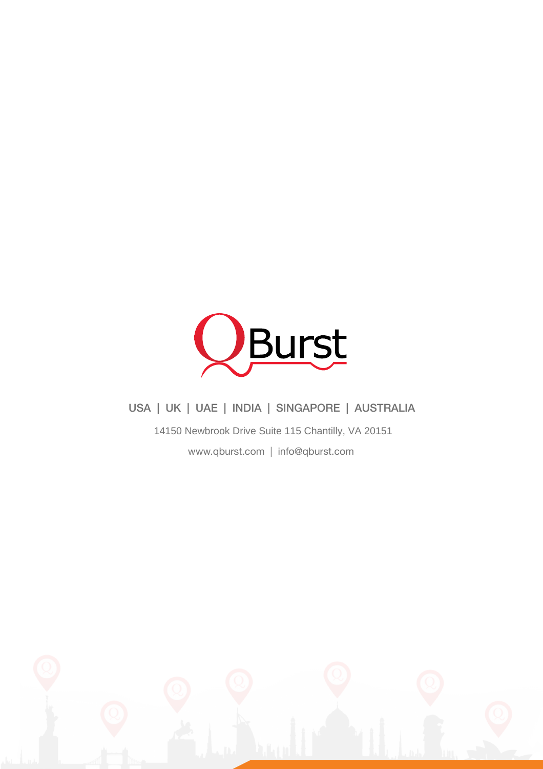QBurst

USA | UK | UAE | INDIA | SINGAPORE | AUSTRALIA

14150 Newbrook Drive Suite 115 Chantilly, VA 20151

www.qburst.com | info@qburst.com